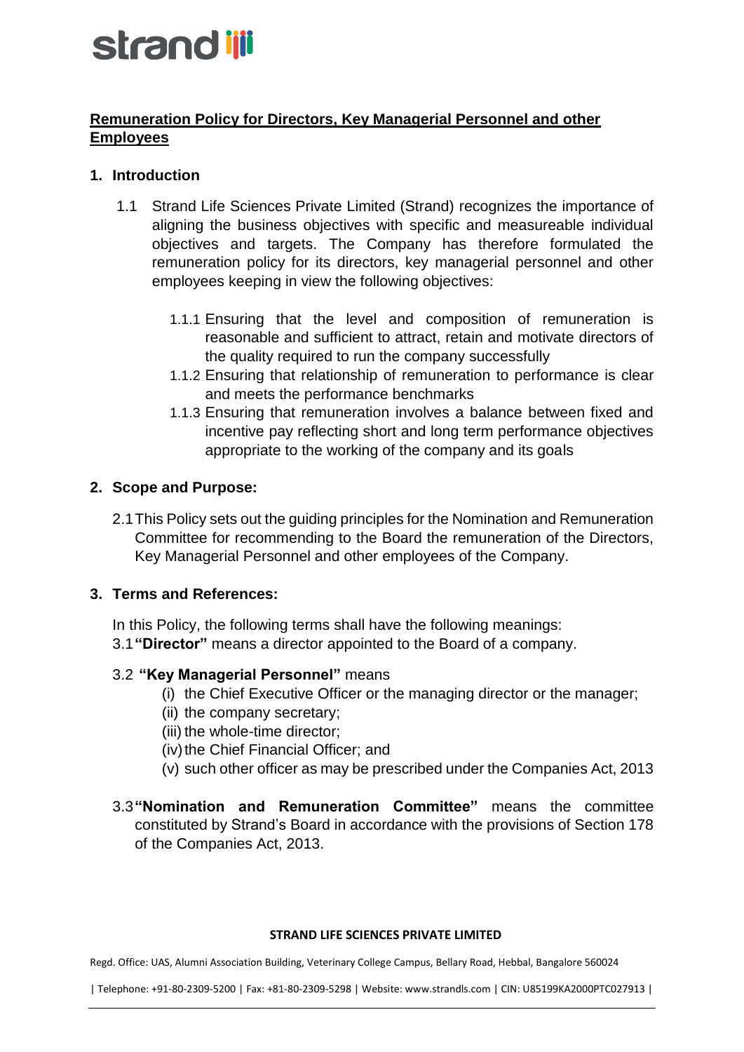**Remuneration Policy for Directors, Key Managerial Personnel and other Employees**

## 1. Introduction

1.1 Strand Life Sciences Private Limited (Strand) recognizes the importance of aligning the business objectives with specific and measureable individual objectives and targets. The Company has therefore formulated the remuneration policy for its directors, key managerial personnel and other employees keeping in view the following objectives:

1.1.1 Ensuring that the level and composition of remuneration is reasonable and sufficient to attract, retain and motivate directors of the quality required to run the company successfully

1.1.2 Ensuring that relationship of remuneration to performance is clear and meets the performance benchmarks

1.1.3 Ensuring that remuneration involves a balance between fixed and incentive pay reflecting short and long term performance objectives appropriate to the working of the company and its goals

## 2. Scope and Purpose:

2.1 This Policy sets out the guiding principles for the Nomination and Remuneration Committee for recommending to the Board the remuneration of the Directors, Key Managerial Personnel and other employees of the Company.

## 3. Terms and References:

In this Policy, the following terms shall have the following meanings:

3.1 **"Director"** means a director appointed to the Board of a company.

3.2 **"Key Managerial Personnel"** means

(i) the Chief Executive Officer or the managing director or the manager;
(ii) the company secretary;
(iii) the whole-time director;
(iv) the Chief Financial Officer; and
(v) such other officer as may be prescribed under the Companies Act, 2013

3.3 **"Nomination and Remuneration Committee"** means the committee constituted by Strand's Board in accordance with the provisions of Section 178 of the Companies Act, 2013.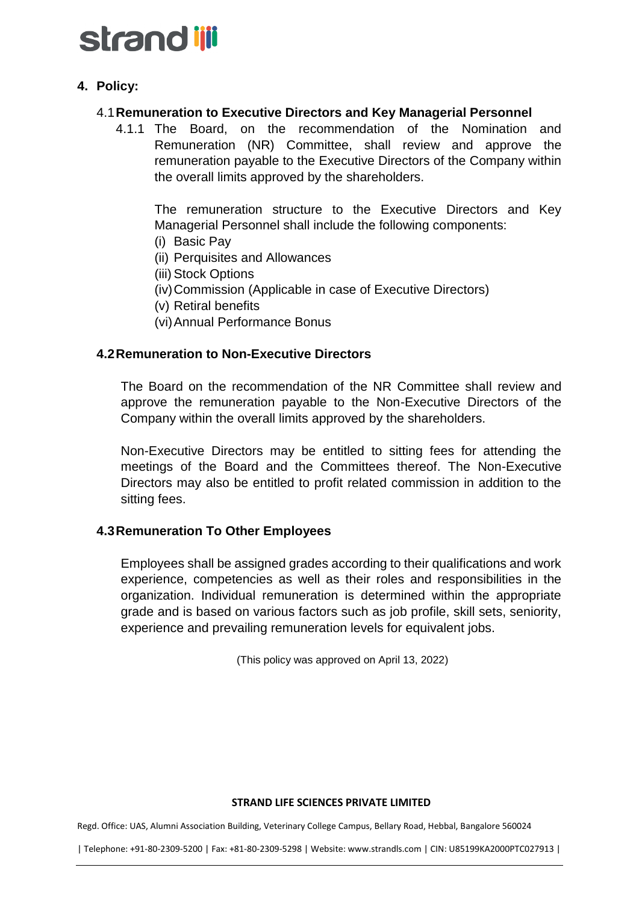## 4. Policy:

### 4.1 Remuneration to Executive Directors and Key Managerial Personnel

4.1.1 The Board, on the recommendation of the Nomination and Remuneration (NR) Committee, shall review and approve the remuneration payable to the Executive Directors of the Company within the overall limits approved by the shareholders.

The remuneration structure to the Executive Directors and Key Managerial Personnel shall include the following components:

(i) Basic Pay
(ii) Perquisites and Allowances
(iii) Stock Options
(iv) Commission (Applicable in case of Executive Directors)
(v) Retiral benefits
(vi) Annual Performance Bonus

### 4.2 Remuneration to Non-Executive Directors

The Board on the recommendation of the NR Committee shall review and approve the remuneration payable to the Non-Executive Directors of the Company within the overall limits approved by the shareholders.

Non-Executive Directors may be entitled to sitting fees for attending the meetings of the Board and the Committees thereof. The Non-Executive Directors may also be entitled to profit related commission in addition to the sitting fees.

### 4.3 Remuneration To Other Employees

Employees shall be assigned grades according to their qualifications and work experience, competencies as well as their roles and responsibilities in the organization. Individual remuneration is determined within the appropriate grade and is based on various factors such as job profile, skill sets, seniority, experience and prevailing remuneration levels for equivalent jobs.

(This policy was approved on April 13, 2022)